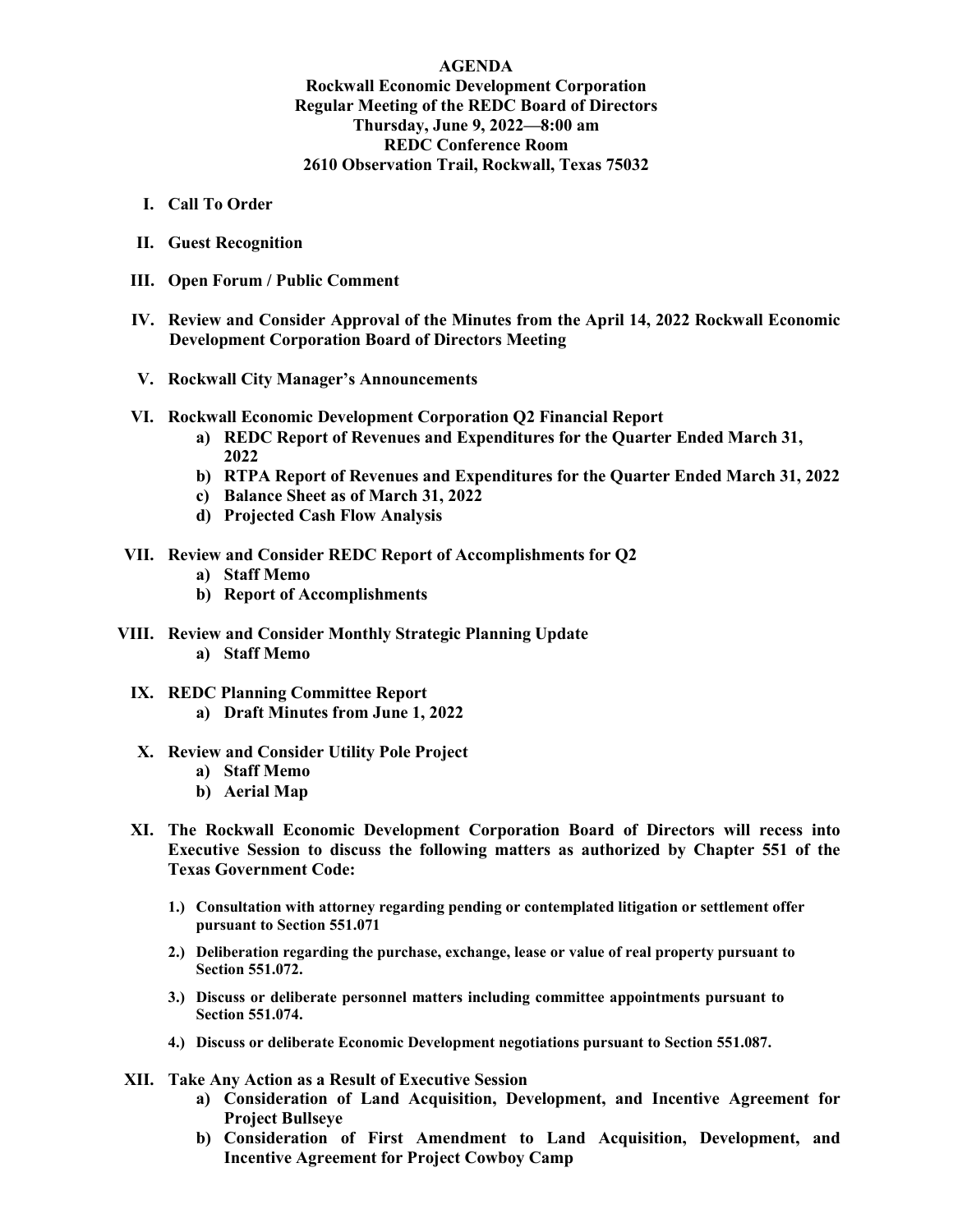**AGENDA**
**Rockwall Economic Development Corporation**
**Regular Meeting of the REDC Board of Directors**
**Thursday, June 9, 2022—8:00 am**
**REDC Conference Room**
**2610 Observation Trail, Rockwall, Texas 75032**

**I. Call To Order**

**II. Guest Recognition**

**III. Open Forum / Public Comment**

**IV. Review and Consider Approval of the Minutes from the April 14, 2022 Rockwall Economic Development Corporation Board of Directors Meeting**

**V. Rockwall City Manager's Announcements**

**VI. Rockwall Economic Development Corporation Q2 Financial Report**
- **a) REDC Report of Revenues and Expenditures for the Quarter Ended March 31, 2022**
- **b) RTPA Report of Revenues and Expenditures for the Quarter Ended March 31, 2022**
- **c) Balance Sheet as of March 31, 2022**
- **d) Projected Cash Flow Analysis**

**VII. Review and Consider REDC Report of Accomplishments for Q2**
- **a) Staff Memo**
- **b) Report of Accomplishments**

**VIII. Review and Consider Monthly Strategic Planning Update**
- **a) Staff Memo**

**IX. REDC Planning Committee Report**
- **a) Draft Minutes from June 1, 2022**

**X. Review and Consider Utility Pole Project**
- **a) Staff Memo**
- **b) Aerial Map**

**XI. The Rockwall Economic Development Corporation Board of Directors will recess into Executive Session to discuss the following matters as authorized by Chapter 551 of the Texas Government Code:**

1. **Consultation with attorney regarding pending or contemplated litigation or settlement offer pursuant to Section 551.071**
2. **Deliberation regarding the purchase, exchange, lease or value of real property pursuant to Section 551.072.**
3. **Discuss or deliberate personnel matters including committee appointments pursuant to Section 551.074.**
4. **Discuss or deliberate Economic Development negotiations pursuant to Section 551.087.**

**XII. Take Any Action as a Result of Executive Session**
- **a) Consideration of Land Acquisition, Development, and Incentive Agreement for Project Bullseye**
- **b) Consideration of First Amendment to Land Acquisition, Development, and Incentive Agreement for Project Cowboy Camp**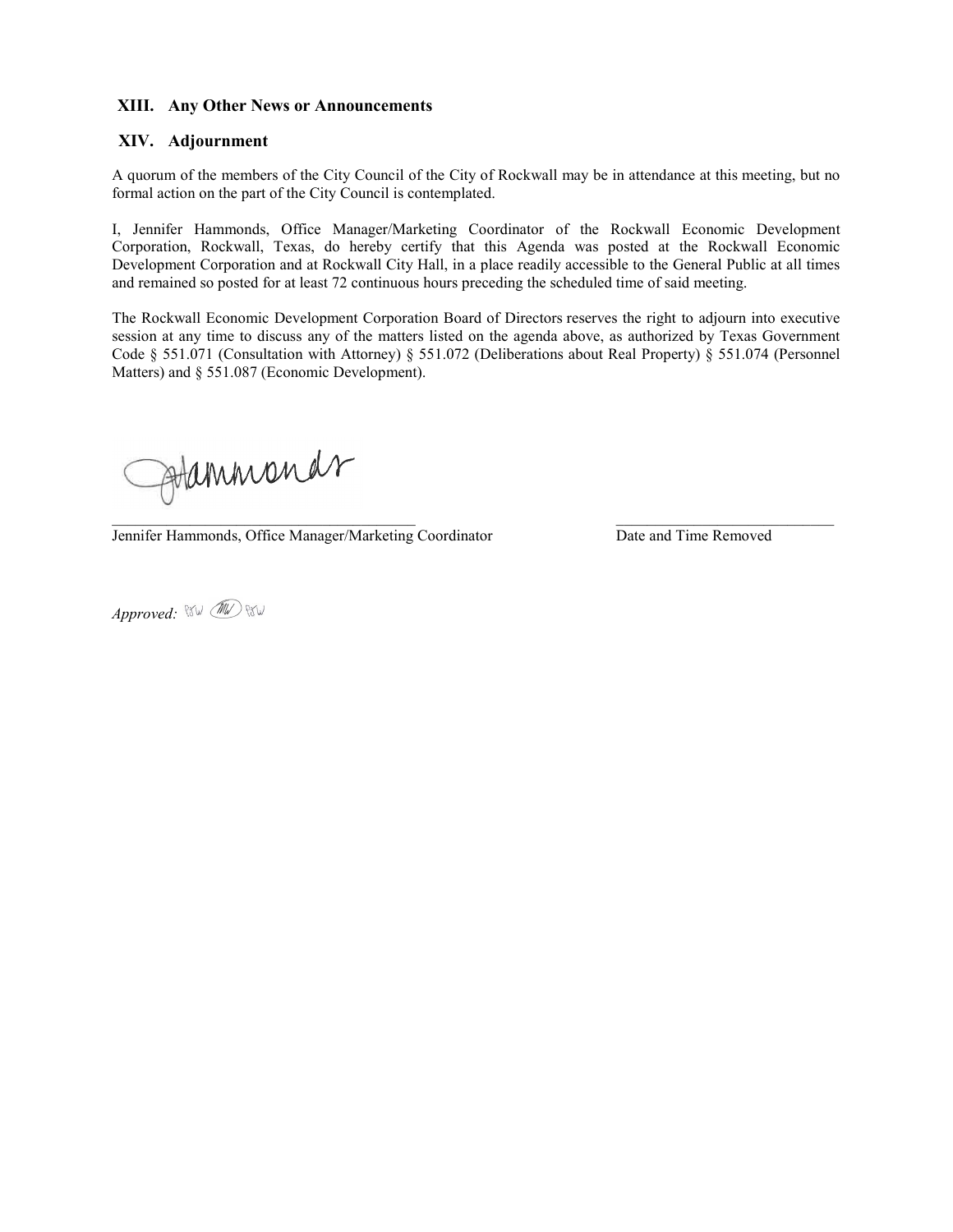## XIII. Any Other News or Announcements

## XIV. Adjournment

A quorum of the members of the City Council of the City of Rockwall may be in attendance at this meeting, but no formal action on the part of the City Council is contemplated.

I, Jennifer Hammonds, Office Manager/Marketing Coordinator of the Rockwall Economic Development Corporation, Rockwall, Texas, do hereby certify that this Agenda was posted at the Rockwall Economic Development Corporation and at Rockwall City Hall, in a place readily accessible to the General Public at all times and remained so posted for at least 72 continuous hours preceding the scheduled time of said meeting.

The Rockwall Economic Development Corporation Board of Directors reserves the right to adjourn into executive session at any time to discuss any of the matters listed on the agenda above, as authorized by Texas Government Code § 551.071 (Consultation with Attorney) § 551.072 (Deliberations about Real Property) § 551.074 (Personnel Matters) and § 551.087 (Economic Development).

Hammonds

\_\_\_\_\_\_\_\_\_\_\_\_\_\_\_\_\_\_\_\_\_\_\_\_\_\_\_\_\_\_\_\_\_\_\_\_\_\_\_\_ \_\_\_\_\_\_\_\_\_\_\_\_\_\_\_\_\_\_\_\_\_\_\_\_\_\_\_\_\_\_

Jennifer Hammonds, Office Manager/Marketing Coordinator Date and Time Removed

*Approved:* BW MW BW